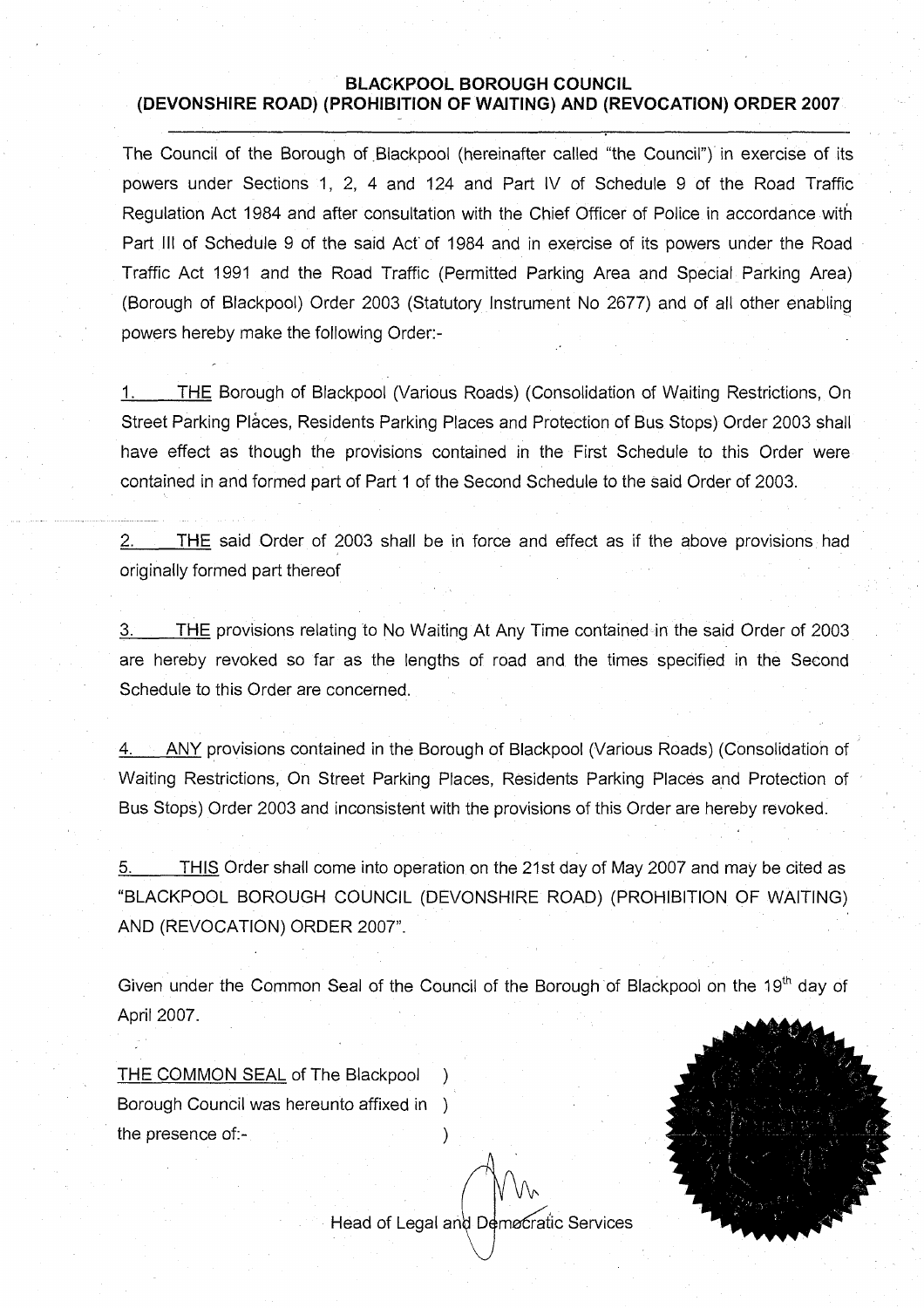## BLACKPOOL BOROUGH COUNCIL
## (DEVONSHIRE ROAD) (PROHIBITION OF WAITING) AND (REVOCATION) ORDER 2007

The Council of the Borough of Blackpool (hereinafter called "the Council") in exercise of its powers under Sections 1, 2, 4 and 124 and Part IV of Schedule 9 of the Road Traffic Regulation Act 1984 and after consultation with the Chief Officer of Police in accordance with Part III of Schedule 9 of the said Act of 1984 and in exercise of its powers under the Road Traffic Act 1991 and the Road Traffic (Permitted Parking Area and Special Parking Area) (Borough of Blackpool) Order 2003 (Statutory Instrument No 2677) and of all other enabling powers hereby make the following Order:-

1. THE Borough of Blackpool (Various Roads) (Consolidation of Waiting Restrictions, On Street Parking Places, Residents Parking Places and Protection of Bus Stops) Order 2003 shall have effect as though the provisions contained in the First Schedule to this Order were contained in and formed part of Part 1 of the Second Schedule to the said Order of 2003.

2. THE said Order of 2003 shall be in force and effect as if the above provisions had originally formed part thereof

3. THE provisions relating to No Waiting At Any Time contained in the said Order of 2003 are hereby revoked so far as the lengths of road and the times specified in the Second Schedule to this Order are concerned.

4. ANY provisions contained in the Borough of Blackpool (Various Roads) (Consolidation of Waiting Restrictions, On Street Parking Places, Residents Parking Places and Protection of Bus Stops) Order 2003 and inconsistent with the provisions of this Order are hereby revoked.

5. THIS Order shall come into operation on the 21st day of May 2007 and may be cited as "BLACKPOOL BOROUGH COUNCIL (DEVONSHIRE ROAD) (PROHIBITION OF WAITING) AND (REVOCATION) ORDER 2007".

Given under the Common Seal of the Council of the Borough of Blackpool on the 19th day of April 2007.

THE COMMON SEAL of The Blackpool )
Borough Council was hereunto affixed in )
the presence of:- )

Head of Legal and Democratic Services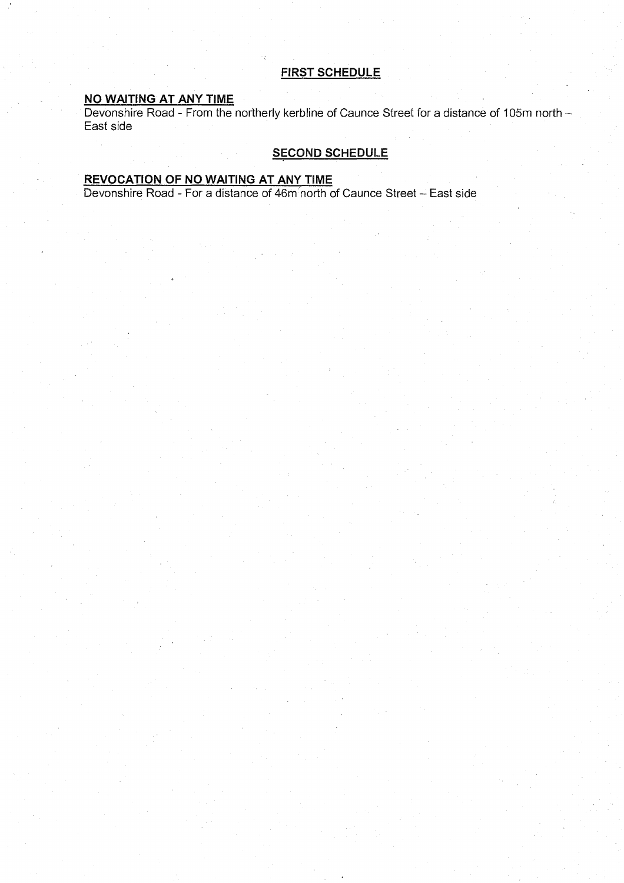## FIRST SCHEDULE

**NO WAITING AT ANY TIME**

Devonshire Road - From the northerly kerbline of Caunce Street for a distance of 105m north – East side

## SECOND SCHEDULE

**REVOCATION OF NO WAITING AT ANY TIME**

Devonshire Road - For a distance of 46m north of Caunce Street – East side